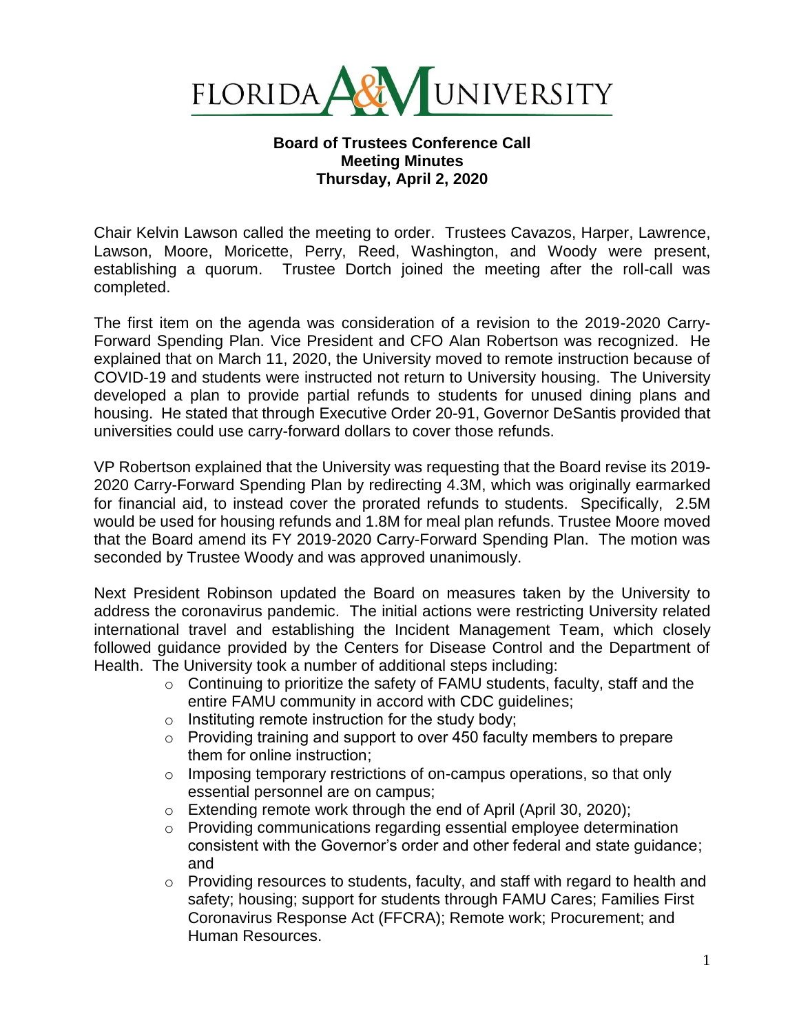FLORIDA A&M UNIVERSITY

**Board of Trustees Conference Call**
**Meeting Minutes**
**Thursday, April 2, 2020**

Chair Kelvin Lawson called the meeting to order. Trustees Cavazos, Harper, Lawrence, Lawson, Moore, Moricette, Perry, Reed, Washington, and Woody were present, establishing a quorum. Trustee Dortch joined the meeting after the roll-call was completed.

The first item on the agenda was consideration of a revision to the 2019-2020 Carry-Forward Spending Plan. Vice President and CFO Alan Robertson was recognized. He explained that on March 11, 2020, the University moved to remote instruction because of COVID-19 and students were instructed not return to University housing. The University developed a plan to provide partial refunds to students for unused dining plans and housing. He stated that through Executive Order 20-91, Governor DeSantis provided that universities could use carry-forward dollars to cover those refunds.

VP Robertson explained that the University was requesting that the Board revise its 2019-2020 Carry-Forward Spending Plan by redirecting 4.3M, which was originally earmarked for financial aid, to instead cover the prorated refunds to students. Specifically, 2.5M would be used for housing refunds and 1.8M for meal plan refunds. Trustee Moore moved that the Board amend its FY 2019-2020 Carry-Forward Spending Plan. The motion was seconded by Trustee Woody and was approved unanimously.

Next President Robinson updated the Board on measures taken by the University to address the coronavirus pandemic. The initial actions were restricting University related international travel and establishing the Incident Management Team, which closely followed guidance provided by the Centers for Disease Control and the Department of Health. The University took a number of additional steps including:

- Continuing to prioritize the safety of FAMU students, faculty, staff and the entire FAMU community in accord with CDC guidelines;
- Instituting remote instruction for the study body;
- Providing training and support to over 450 faculty members to prepare them for online instruction;
- Imposing temporary restrictions of on-campus operations, so that only essential personnel are on campus;
- Extending remote work through the end of April (April 30, 2020);
- Providing communications regarding essential employee determination consistent with the Governor's order and other federal and state guidance; and
- Providing resources to students, faculty, and staff with regard to health and safety; housing; support for students through FAMU Cares; Families First Coronavirus Response Act (FFCRA); Remote work; Procurement; and Human Resources.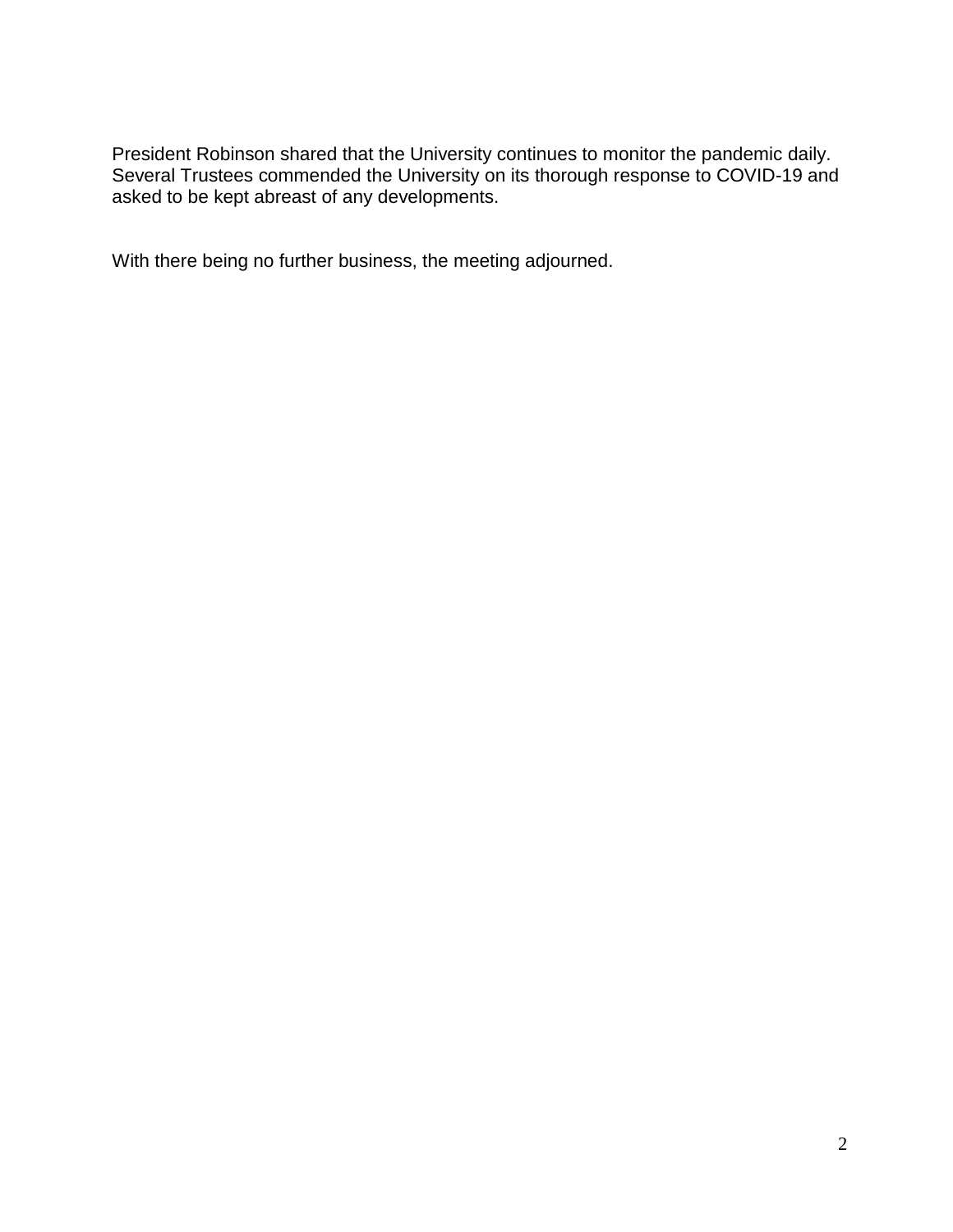President Robinson shared that the University continues to monitor the pandemic daily. Several Trustees commended the University on its thorough response to COVID-19 and asked to be kept abreast of any developments.

With there being no further business, the meeting adjourned.